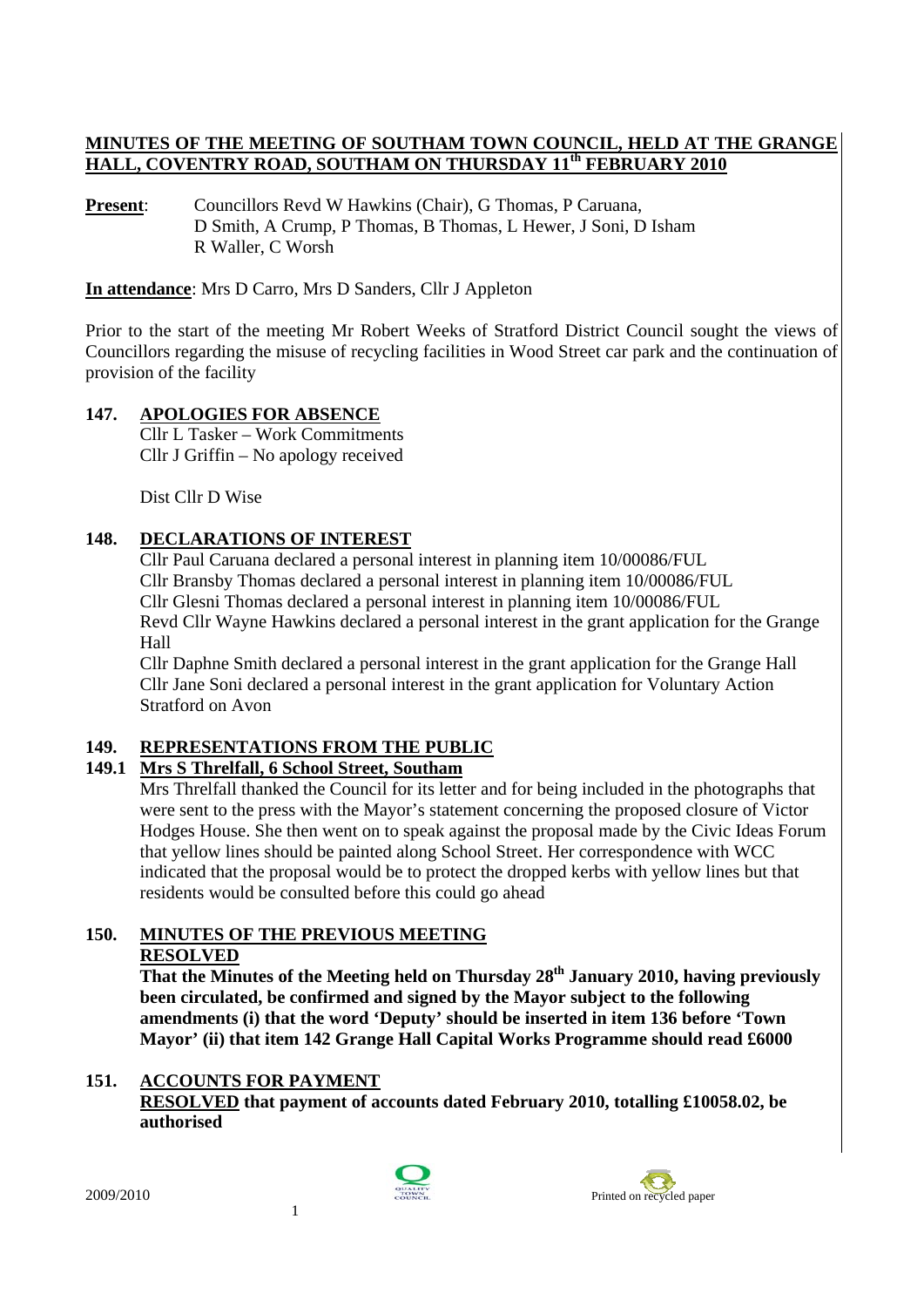## MINUTES OF THE MEETING OF SOUTHAM TOWN COUNCIL, HELD AT THE GRANGE HALL, COVENTRY ROAD, SOUTHAM ON THURSDAY 11th FEBRUARY 2010

**Present**: Councillors Revd W Hawkins (Chair), G Thomas, P Caruana, D Smith, A Crump, P Thomas, B Thomas, L Hewer, J Soni, D Isham R Waller, C Worsh

**In attendance**: Mrs D Carro, Mrs D Sanders, Cllr J Appleton

Prior to the start of the meeting Mr Robert Weeks of Stratford District Council sought the views of Councillors regarding the misuse of recycling facilities in Wood Street car park and the continuation of provision of the facility

### 147. APOLOGIES FOR ABSENCE

Cllr L Tasker – Work Commitments
Cllr J Griffin – No apology received

Dist Cllr D Wise

### 148. DECLARATIONS OF INTEREST

Cllr Paul Caruana declared a personal interest in planning item 10/00086/FUL
Cllr Bransby Thomas declared a personal interest in planning item 10/00086/FUL
Cllr Glesni Thomas declared a personal interest in planning item 10/00086/FUL
Revd Cllr Wayne Hawkins declared a personal interest in the grant application for the Grange Hall
Cllr Daphne Smith declared a personal interest in the grant application for the Grange Hall
Cllr Jane Soni declared a personal interest in the grant application for Voluntary Action Stratford on Avon

### 149. REPRESENTATIONS FROM THE PUBLIC

#### 149.1 Mrs S Threlfall, 6 School Street, Southam

Mrs Threlfall thanked the Council for its letter and for being included in the photographs that were sent to the press with the Mayor's statement concerning the proposed closure of Victor Hodges House. She then went on to speak against the proposal made by the Civic Ideas Forum that yellow lines should be painted along School Street. Her correspondence with WCC indicated that the proposal would be to protect the dropped kerbs with yellow lines but that residents would be consulted before this could go ahead

### 150. MINUTES OF THE PREVIOUS MEETING

**RESOLVED**

**That the Minutes of the Meeting held on Thursday 28th January 2010, having previously been circulated, be confirmed and signed by the Mayor subject to the following amendments (i) that the word 'Deputy' should be inserted in item 136 before 'Town Mayor' (ii) that item 142 Grange Hall Capital Works Programme should read £6000**

### 151. ACCOUNTS FOR PAYMENT

**RESOLVED that payment of accounts dated February 2010, totalling £10058.02, be authorised**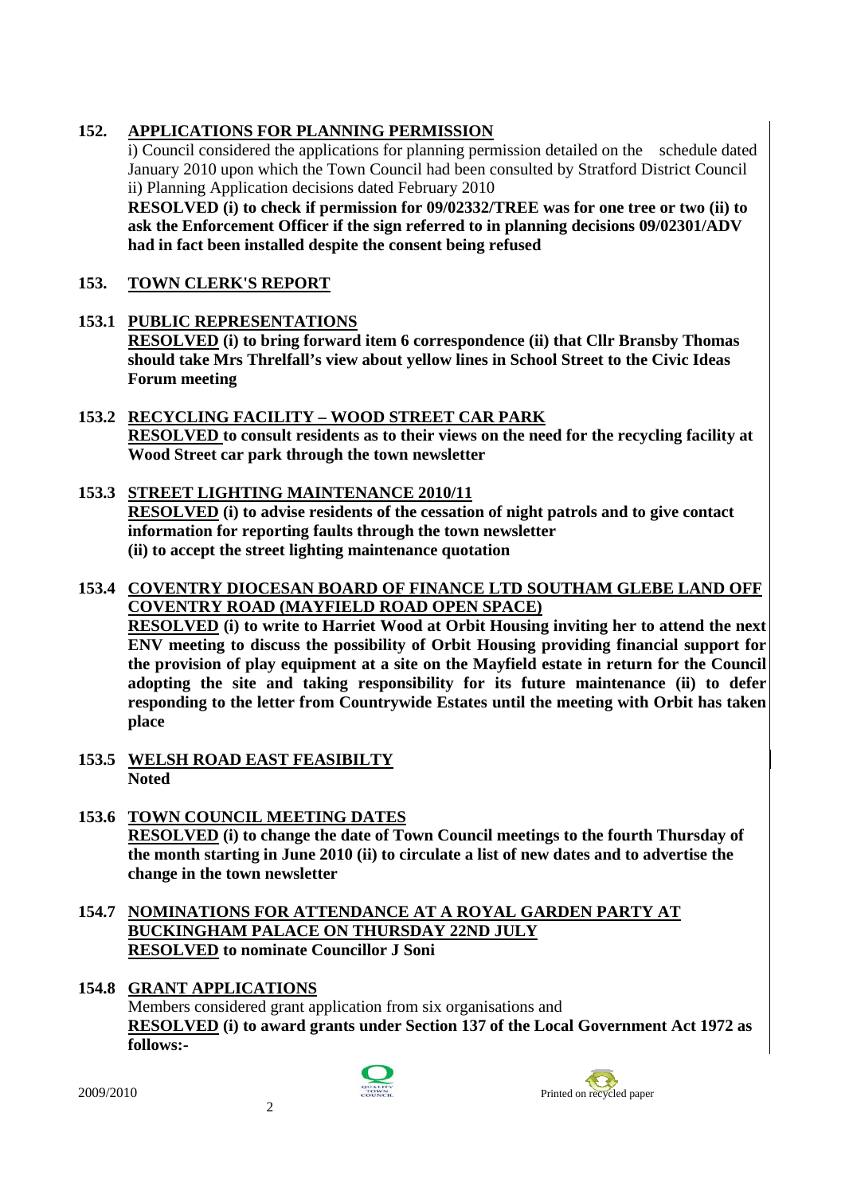## 152. APPLICATIONS FOR PLANNING PERMISSION

i) Council considered the applications for planning permission detailed on the schedule dated January 2010 upon which the Town Council had been consulted by Stratford District Council
ii) Planning Application decisions dated February 2010

**RESOLVED (i) to check if permission for 09/02332/TREE was for one tree or two (ii) to ask the Enforcement Officer if the sign referred to in planning decisions 09/02301/ADV had in fact been installed despite the consent being refused**

## 153. TOWN CLERK'S REPORT

### 153.1 PUBLIC REPRESENTATIONS

**RESOLVED (i) to bring forward item 6 correspondence (ii) that Cllr Bransby Thomas should take Mrs Threlfall's view about yellow lines in School Street to the Civic Ideas Forum meeting**

### 153.2 RECYCLING FACILITY – WOOD STREET CAR PARK

**RESOLVED to consult residents as to their views on the need for the recycling facility at Wood Street car park through the town newsletter**

### 153.3 STREET LIGHTING MAINTENANCE 2010/11

**RESOLVED (i) to advise residents of the cessation of night patrols and to give contact information for reporting faults through the town newsletter**
**(ii) to accept the street lighting maintenance quotation**

### 153.4 COVENTRY DIOCESAN BOARD OF FINANCE LTD SOUTHAM GLEBE LAND OFF COVENTRY ROAD (MAYFIELD ROAD OPEN SPACE)

**RESOLVED (i) to write to Harriet Wood at Orbit Housing inviting her to attend the next ENV meeting to discuss the possibility of Orbit Housing providing financial support for the provision of play equipment at a site on the Mayfield estate in return for the Council adopting the site and taking responsibility for its future maintenance (ii) to defer responding to the letter from Countrywide Estates until the meeting with Orbit has taken place**

### 153.5 WELSH ROAD EAST FEASIBILTY

**Noted**

### 153.6 TOWN COUNCIL MEETING DATES

**RESOLVED (i) to change the date of Town Council meetings to the fourth Thursday of the month starting in June 2010 (ii) to circulate a list of new dates and to advertise the change in the town newsletter**

### 154.7 NOMINATIONS FOR ATTENDANCE AT A ROYAL GARDEN PARTY AT BUCKINGHAM PALACE ON THURSDAY 22ND JULY

**RESOLVED to nominate Councillor J Soni**

### 154.8 GRANT APPLICATIONS

Members considered grant application from six organisations and
**RESOLVED (i) to award grants under Section 137 of the Local Government Act 1972 as follows:-**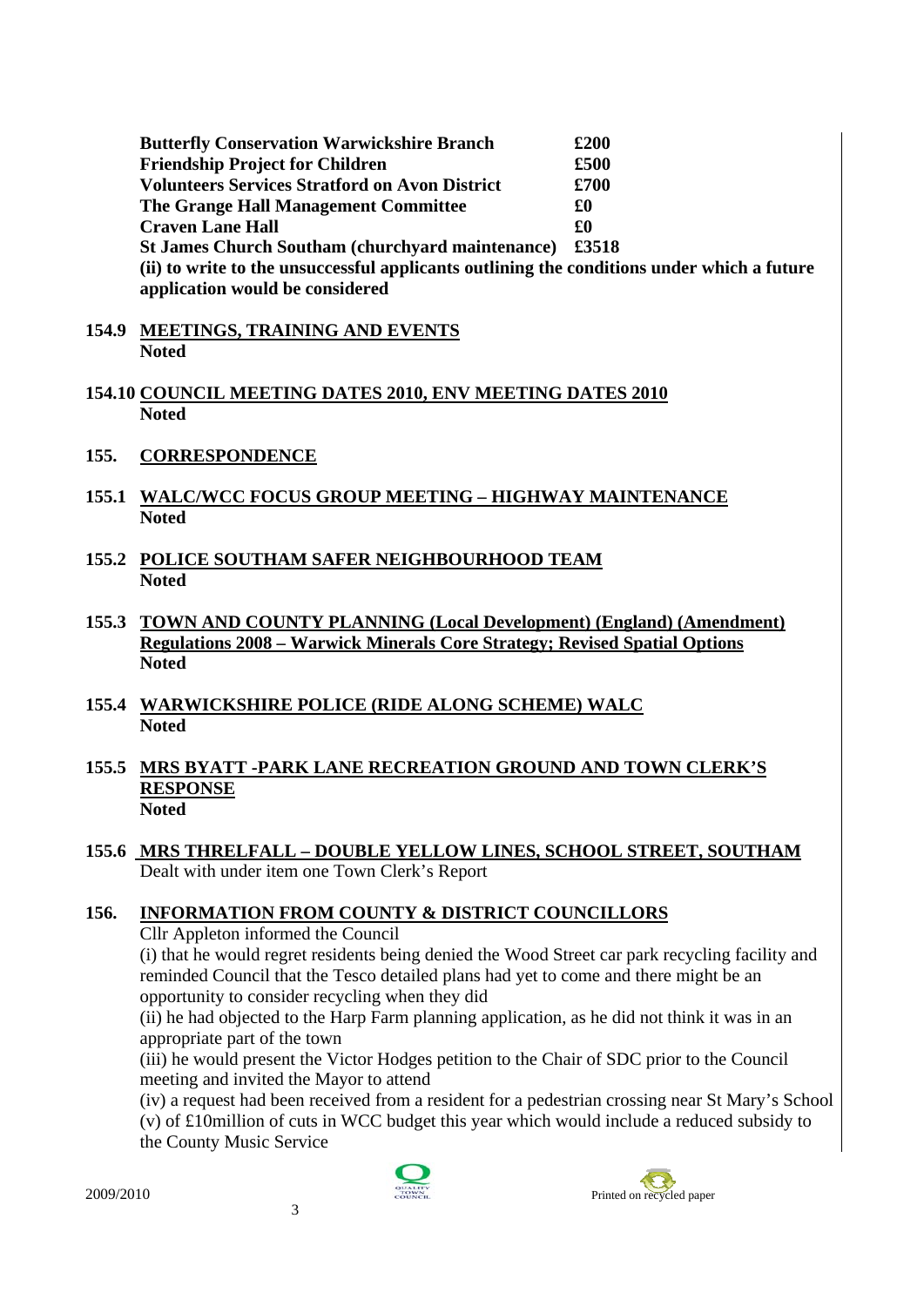| | |
|---|---|
| **Butterfly Conservation Warwickshire Branch** | **£200** |
| **Friendship Project for Children** | **£500** |
| **Volunteers Services Stratford on Avon District** | **£700** |
| **The Grange Hall Management Committee** | **£0** |
| **Craven Lane Hall** | **£0** |
| **St James Church Southam (churchyard maintenance)** | **£3518** |

**(ii) to write to the unsuccessful applicants outlining the conditions under which a future application would be considered**

**154.9 MEETINGS, TRAINING AND EVENTS**
**Noted**

**154.10 COUNCIL MEETING DATES 2010, ENV MEETING DATES 2010**
**Noted**

**155. CORRESPONDENCE**

**155.1 WALC/WCC FOCUS GROUP MEETING – HIGHWAY MAINTENANCE**
**Noted**

**155.2 POLICE SOUTHAM SAFER NEIGHBOURHOOD TEAM**
**Noted**

**155.3 TOWN AND COUNTY PLANNING (Local Development) (England) (Amendment) Regulations 2008 – Warwick Minerals Core Strategy; Revised Spatial Options**
**Noted**

**155.4 WARWICKSHIRE POLICE (RIDE ALONG SCHEME) WALC**
**Noted**

**155.5 MRS BYATT -PARK LANE RECREATION GROUND AND TOWN CLERK'S RESPONSE**
**Noted**

**155.6 MRS THRELFALL – DOUBLE YELLOW LINES, SCHOOL STREET, SOUTHAM**
Dealt with under item one Town Clerk's Report

**156. INFORMATION FROM COUNTY & DISTRICT COUNCILLORS**

Cllr Appleton informed the Council

(i) that he would regret residents being denied the Wood Street car park recycling facility and reminded Council that the Tesco detailed plans had yet to come and there might be an opportunity to consider recycling when they did

(ii) he had objected to the Harp Farm planning application, as he did not think it was in an appropriate part of the town

(iii) he would present the Victor Hodges petition to the Chair of SDC prior to the Council meeting and invited the Mayor to attend

(iv) a request had been received from a resident for a pedestrian crossing near St Mary's School

(v) of £10million of cuts in WCC budget this year which would include a reduced subsidy to the County Music Service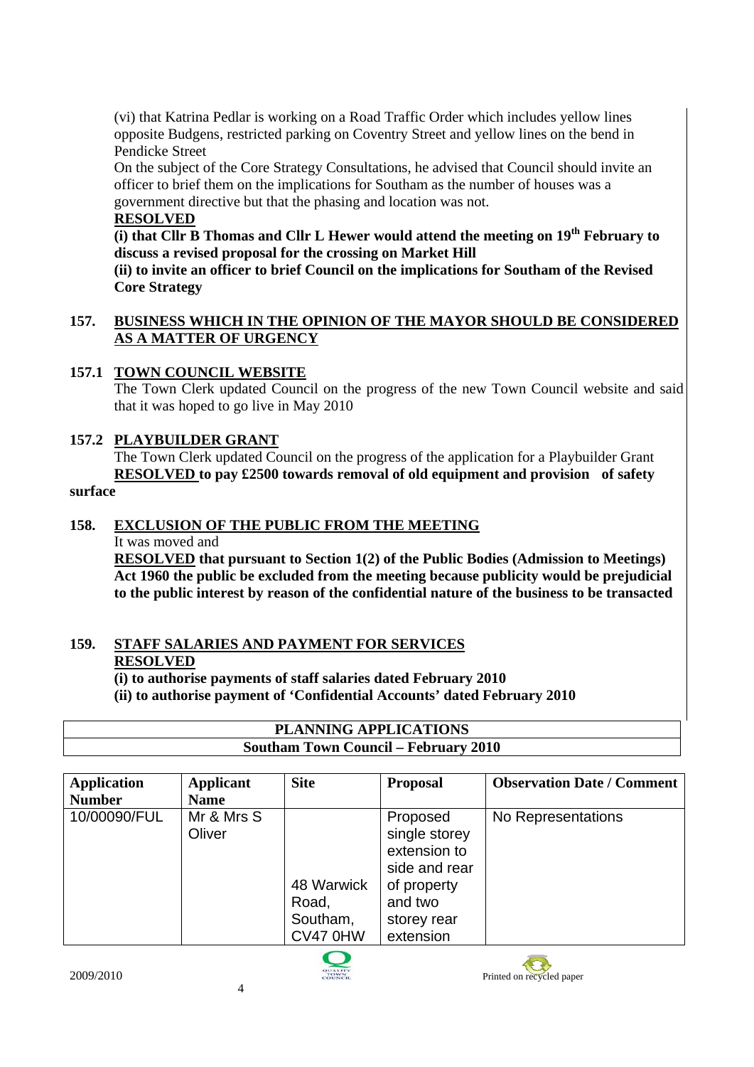(vi) that Katrina Pedlar is working on a Road Traffic Order which includes yellow lines opposite Budgens, restricted parking on Coventry Street and yellow lines on the bend in Pendicke Street

On the subject of the Core Strategy Consultations, he advised that Council should invite an officer to brief them on the implications for Southam as the number of houses was a government directive but that the phasing and location was not.

**RESOLVED**

**(i) that Cllr B Thomas and Cllr L Hewer would attend the meeting on 19th February to discuss a revised proposal for the crossing on Market Hill**

**(ii) to invite an officer to brief Council on the implications for Southam of the Revised Core Strategy**

## 157. BUSINESS WHICH IN THE OPINION OF THE MAYOR SHOULD BE CONSIDERED AS A MATTER OF URGENCY

### 157.1 TOWN COUNCIL WEBSITE

The Town Clerk updated Council on the progress of the new Town Council website and said that it was hoped to go live in May 2010

### 157.2 PLAYBUILDER GRANT

The Town Clerk updated Council on the progress of the application for a Playbuilder Grant

**RESOLVED to pay £2500 towards removal of old equipment and provision of safety surface**

## 158. EXCLUSION OF THE PUBLIC FROM THE MEETING

It was moved and

**RESOLVED that pursuant to Section 1(2) of the Public Bodies (Admission to Meetings) Act 1960 the public be excluded from the meeting because publicity would be prejudicial to the public interest by reason of the confidential nature of the business to be transacted**

## 159. STAFF SALARIES AND PAYMENT FOR SERVICES

**RESOLVED**

**(i) to authorise payments of staff salaries dated February 2010**

**(ii) to authorise payment of 'Confidential Accounts' dated February 2010**

**PLANNING APPLICATIONS**

**Southam Town Council – February 2010**

| Application Number | Applicant Name | Site | Proposal | Observation Date / Comment |
|---|---|---|---|---|
| 10/00090/FUL | Mr & Mrs S Oliver | 48 Warwick Road, Southam, CV47 0HW | Proposed single storey extension to side and rear of property and two storey rear extension | No Representations |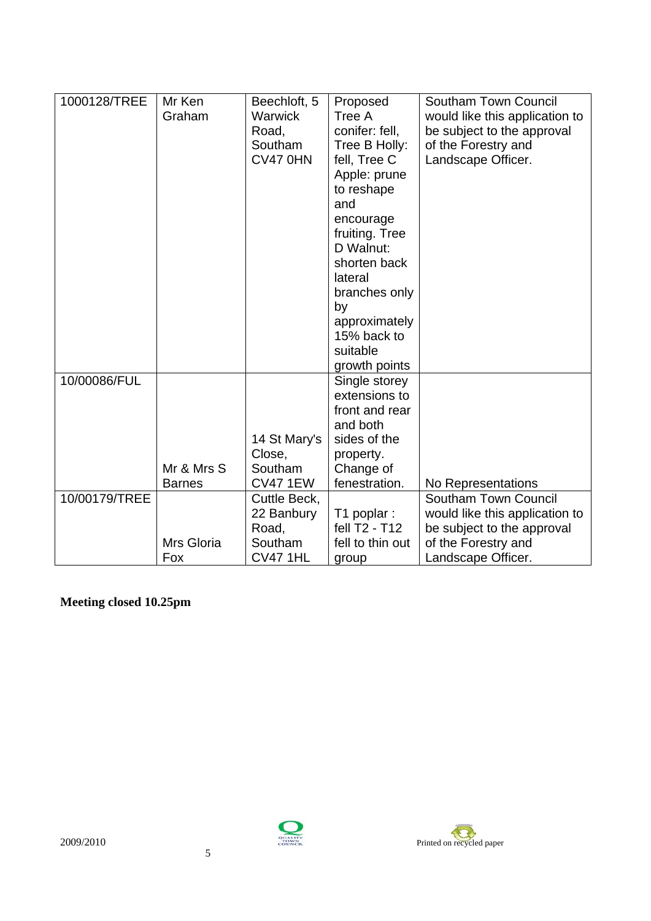| | | | | |
|---|---|---|---|---|
| 1000128/TREE | Mr Ken Graham | Beechloft, 5 Warwick Road, Southam CV47 0HN | Proposed Tree A conifer: fell, Tree B Holly: fell, Tree C Apple: prune to reshape and encourage fruiting. Tree D Walnut: shorten back lateral branches only by approximately 15% back to suitable growth points | Southam Town Council would like this application to be subject to the approval of the Forestry and Landscape Officer. |
| 10/00086/FUL | Mr & Mrs S Barnes | 14 St Mary's Close, Southam CV47 1EW | Single storey extensions to front and rear and both sides of the property. Change of fenestration. | No Representations |
| 10/00179/TREE | Mrs Gloria Fox | Cuttle Beck, 22 Banbury Road, Southam CV47 1HL | T1 poplar : fell T2 - T12 fell to thin out group | Southam Town Council would like this application to be subject to the approval of the Forestry and Landscape Officer. |

**Meeting closed 10.25pm**